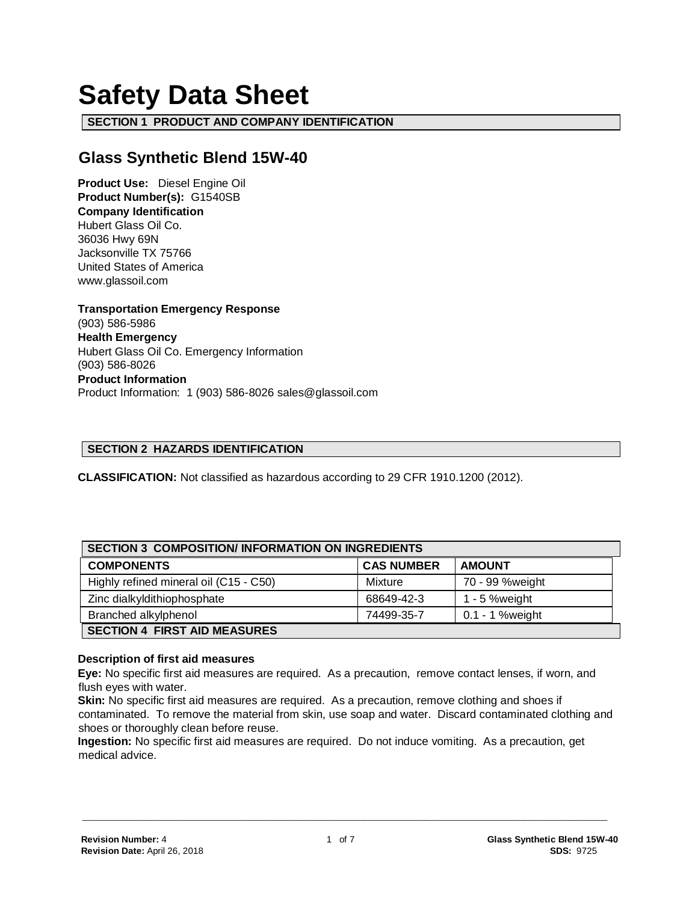# Safety Data Sheet

## SECTION 1 PRODUCT AND COMPANY IDENTIFICATION

## Glass Synthetic Blend 15W-40

**Product Use:** Diesel Engine Oil
**Product Number(s):** G1540SB
**Company Identification**
Hubert Glass Oil Co.
36036 Hwy 69N
Jacksonville TX 75766
United States of America
www.glassoil.com

**Transportation Emergency Response**
(903) 586-5986
**Health Emergency**
Hubert Glass Oil Co. Emergency Information
(903) 586-8026
**Product Information**
Product Information: 1 (903) 586-8026 sales@glassoil.com

## SECTION 2 HAZARDS IDENTIFICATION

**CLASSIFICATION:** Not classified as hazardous according to 29 CFR 1910.1200 (2012).

## SECTION 3 COMPOSITION/ INFORMATION ON INGREDIENTS

| COMPONENTS | CAS NUMBER | AMOUNT |
|---|---|---|
| Highly refined mineral oil (C15 - C50) | Mixture | 70 - 99 %weight |
| Zinc dialkyldithiophosphate | 68649-42-3 | 1 - 5 %weight |
| Branched alkylphenol | 74499-35-7 | 0.1 - 1 %weight |

## SECTION 4 FIRST AID MEASURES

**Description of first aid measures**

**Eye:** No specific first aid measures are required. As a precaution, remove contact lenses, if worn, and flush eyes with water.

**Skin:** No specific first aid measures are required. As a precaution, remove clothing and shoes if contaminated. To remove the material from skin, use soap and water. Discard contaminated clothing and shoes or thoroughly clean before reuse.

**Ingestion:** No specific first aid measures are required. Do not induce vomiting. As a precaution, get medical advice.

**Revision Number:** 4
**Revision Date:** April 26, 2018

**Glass Synthetic Blend 15W-40**
**SDS:** 9725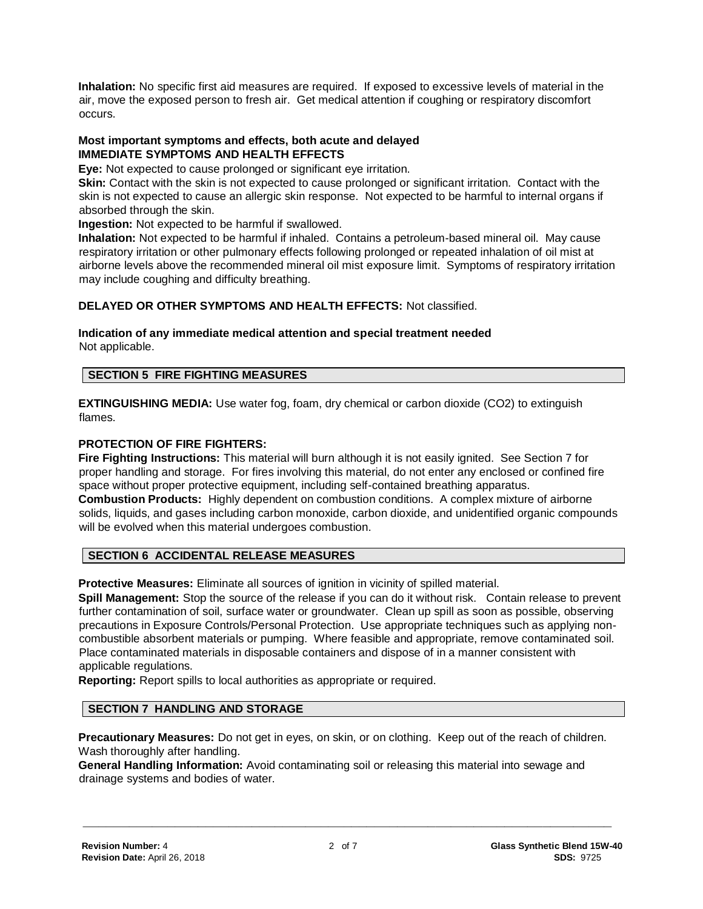**Inhalation:** No specific first aid measures are required. If exposed to excessive levels of material in the air, move the exposed person to fresh air. Get medical attention if coughing or respiratory discomfort occurs.

**Most important symptoms and effects, both acute and delayed**
**IMMEDIATE SYMPTOMS AND HEALTH EFFECTS**

**Eye:** Not expected to cause prolonged or significant eye irritation.

**Skin:** Contact with the skin is not expected to cause prolonged or significant irritation. Contact with the skin is not expected to cause an allergic skin response. Not expected to be harmful to internal organs if absorbed through the skin.

**Ingestion:** Not expected to be harmful if swallowed.

**Inhalation:** Not expected to be harmful if inhaled. Contains a petroleum-based mineral oil. May cause respiratory irritation or other pulmonary effects following prolonged or repeated inhalation of oil mist at airborne levels above the recommended mineral oil mist exposure limit. Symptoms of respiratory irritation may include coughing and difficulty breathing.

**DELAYED OR OTHER SYMPTOMS AND HEALTH EFFECTS:** Not classified.

**Indication of any immediate medical attention and special treatment needed**
Not applicable.

## SECTION 5 FIRE FIGHTING MEASURES

**EXTINGUISHING MEDIA:** Use water fog, foam, dry chemical or carbon dioxide ($CO_2$) to extinguish flames.

**PROTECTION OF FIRE FIGHTERS:**

**Fire Fighting Instructions:** This material will burn although it is not easily ignited. See Section 7 for proper handling and storage. For fires involving this material, do not enter any enclosed or confined fire space without proper protective equipment, including self-contained breathing apparatus.

**Combustion Products:** Highly dependent on combustion conditions. A complex mixture of airborne solids, liquids, and gases including carbon monoxide, carbon dioxide, and unidentified organic compounds will be evolved when this material undergoes combustion.

## SECTION 6 ACCIDENTAL RELEASE MEASURES

**Protective Measures:** Eliminate all sources of ignition in vicinity of spilled material.

**Spill Management:** Stop the source of the release if you can do it without risk. Contain release to prevent further contamination of soil, surface water or groundwater. Clean up spill as soon as possible, observing precautions in Exposure Controls/Personal Protection. Use appropriate techniques such as applying non-combustible absorbent materials or pumping. Where feasible and appropriate, remove contaminated soil. Place contaminated materials in disposable containers and dispose of in a manner consistent with applicable regulations.

**Reporting:** Report spills to local authorities as appropriate or required.

## SECTION 7 HANDLING AND STORAGE

**Precautionary Measures:** Do not get in eyes, on skin, or on clothing. Keep out of the reach of children. Wash thoroughly after handling.

**General Handling Information:** Avoid contaminating soil or releasing this material into sewage and drainage systems and bodies of water.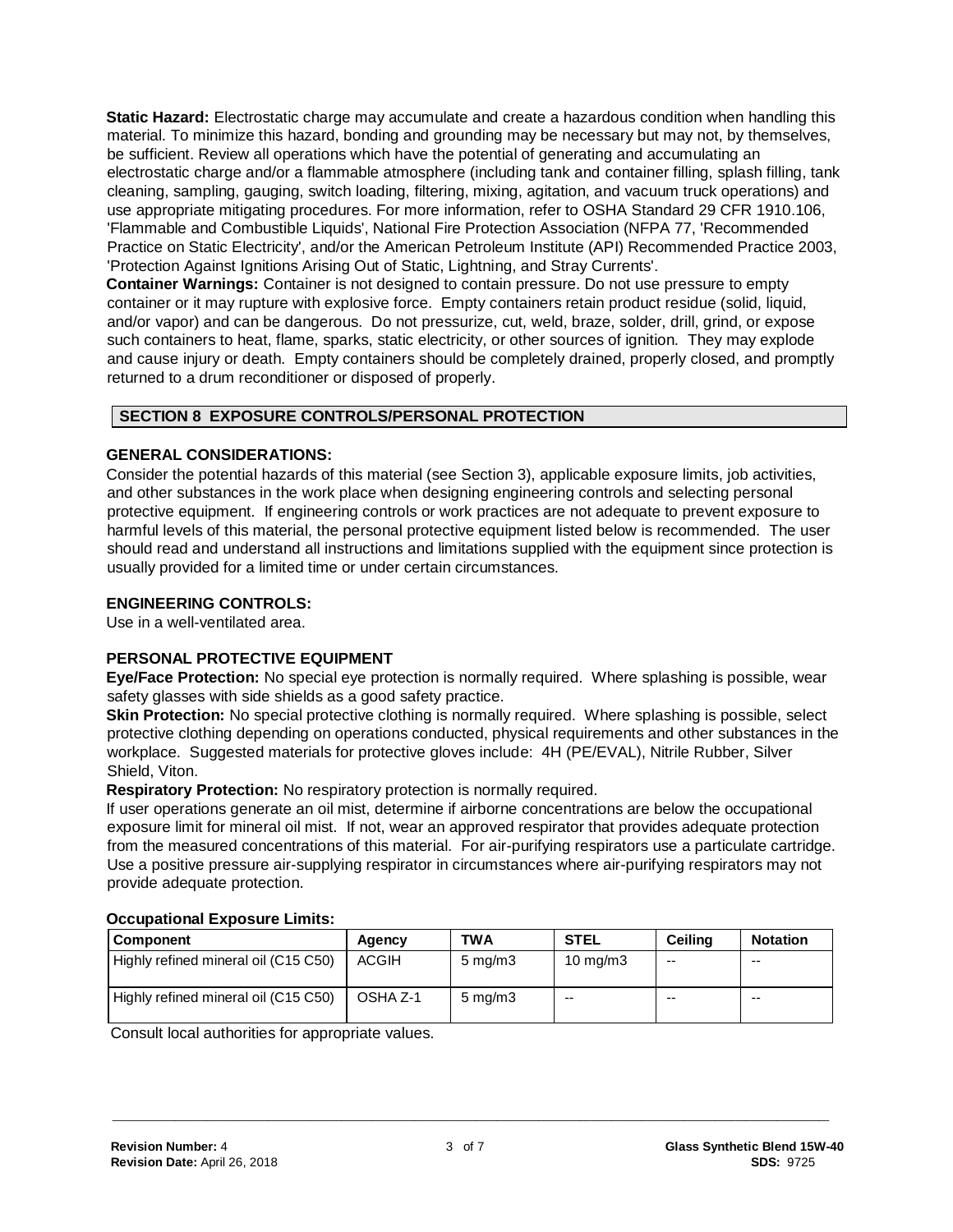**Static Hazard:** Electrostatic charge may accumulate and create a hazardous condition when handling this material. To minimize this hazard, bonding and grounding may be necessary but may not, by themselves, be sufficient. Review all operations which have the potential of generating and accumulating an electrostatic charge and/or a flammable atmosphere (including tank and container filling, splash filling, tank cleaning, sampling, gauging, switch loading, filtering, mixing, agitation, and vacuum truck operations) and use appropriate mitigating procedures. For more information, refer to OSHA Standard 29 CFR 1910.106, 'Flammable and Combustible Liquids', National Fire Protection Association (NFPA 77, 'Recommended Practice on Static Electricity', and/or the American Petroleum Institute (API) Recommended Practice 2003, 'Protection Against Ignitions Arising Out of Static, Lightning, and Stray Currents'.

**Container Warnings:** Container is not designed to contain pressure. Do not use pressure to empty container or it may rupture with explosive force. Empty containers retain product residue (solid, liquid, and/or vapor) and can be dangerous. Do not pressurize, cut, weld, braze, solder, drill, grind, or expose such containers to heat, flame, sparks, static electricity, or other sources of ignition. They may explode and cause injury or death. Empty containers should be completely drained, properly closed, and promptly returned to a drum reconditioner or disposed of properly.

## SECTION 8 EXPOSURE CONTROLS/PERSONAL PROTECTION

### GENERAL CONSIDERATIONS:

Consider the potential hazards of this material (see Section 3), applicable exposure limits, job activities, and other substances in the work place when designing engineering controls and selecting personal protective equipment. If engineering controls or work practices are not adequate to prevent exposure to harmful levels of this material, the personal protective equipment listed below is recommended. The user should read and understand all instructions and limitations supplied with the equipment since protection is usually provided for a limited time or under certain circumstances.

### ENGINEERING CONTROLS:

Use in a well-ventilated area.

### PERSONAL PROTECTIVE EQUIPMENT

**Eye/Face Protection:** No special eye protection is normally required. Where splashing is possible, wear safety glasses with side shields as a good safety practice.

**Skin Protection:** No special protective clothing is normally required. Where splashing is possible, select protective clothing depending on operations conducted, physical requirements and other substances in the workplace. Suggested materials for protective gloves include: 4H (PE/EVAL), Nitrile Rubber, Silver Shield, Viton.

**Respiratory Protection:** No respiratory protection is normally required.

If user operations generate an oil mist, determine if airborne concentrations are below the occupational exposure limit for mineral oil mist. If not, wear an approved respirator that provides adequate protection from the measured concentrations of this material. For air-purifying respirators use a particulate cartridge. Use a positive pressure air-supplying respirator in circumstances where air-purifying respirators may not provide adequate protection.

**Occupational Exposure Limits:**

| Component | Agency | TWA | STEL | Ceiling | Notation |
| --- | --- | --- | --- | --- | --- |
| Highly refined mineral oil (C15 C50) | ACGIH | 5 mg/m3 | 10 mg/m3 | -- | -- |
| Highly refined mineral oil (C15 C50) | OSHA Z-1 | 5 mg/m3 | -- | -- | -- |

Consult local authorities for appropriate values.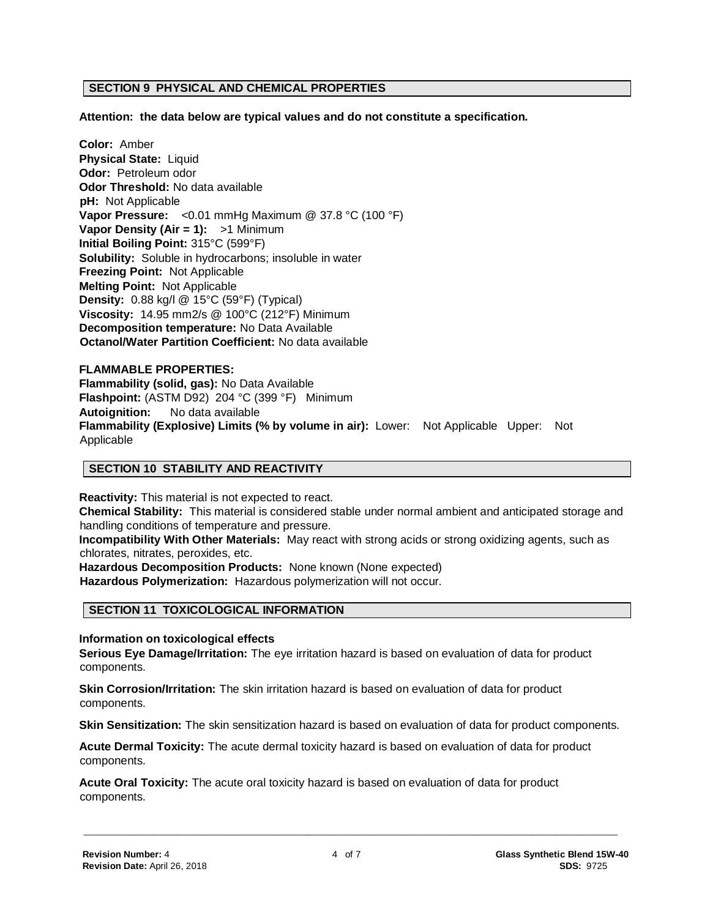## SECTION 9 PHYSICAL AND CHEMICAL PROPERTIES

**Attention: the data below are typical values and do not constitute a specification.**

**Color:** Amber
**Physical State:** Liquid
**Odor:** Petroleum odor
**Odor Threshold:** No data available
**pH:** Not Applicable
**Vapor Pressure:** <0.01 mmHg Maximum @ 37.8 °C (100 °F)
**Vapor Density (Air = 1):** >1 Minimum
**Initial Boiling Point:** 315°C (599°F)
**Solubility:** Soluble in hydrocarbons; insoluble in water
**Freezing Point:** Not Applicable
**Melting Point:** Not Applicable
**Density:** 0.88 kg/l @ 15°C (59°F) (Typical)
**Viscosity:** 14.95 mm2/s @ 100°C (212°F) Minimum
**Decomposition temperature:** No Data Available
**Octanol/Water Partition Coefficient:** No data available

**FLAMMABLE PROPERTIES:**
**Flammability (solid, gas):** No Data Available
**Flashpoint:** (ASTM D92) 204 °C (399 °F) Minimum
**Autoignition:** No data available
**Flammability (Explosive) Limits (% by volume in air):** Lower: Not Applicable Upper: Not Applicable

## SECTION 10 STABILITY AND REACTIVITY

**Reactivity:** This material is not expected to react.
**Chemical Stability:** This material is considered stable under normal ambient and anticipated storage and handling conditions of temperature and pressure.
**Incompatibility With Other Materials:** May react with strong acids or strong oxidizing agents, such as chlorates, nitrates, peroxides, etc.
**Hazardous Decomposition Products:** None known (None expected)
**Hazardous Polymerization:** Hazardous polymerization will not occur.

## SECTION 11 TOXICOLOGICAL INFORMATION

**Information on toxicological effects**
**Serious Eye Damage/Irritation:** The eye irritation hazard is based on evaluation of data for product components.

**Skin Corrosion/Irritation:** The skin irritation hazard is based on evaluation of data for product components.

**Skin Sensitization:** The skin sensitization hazard is based on evaluation of data for product components.

**Acute Dermal Toxicity:** The acute dermal toxicity hazard is based on evaluation of data for product components.

**Acute Oral Toxicity:** The acute oral toxicity hazard is based on evaluation of data for product components.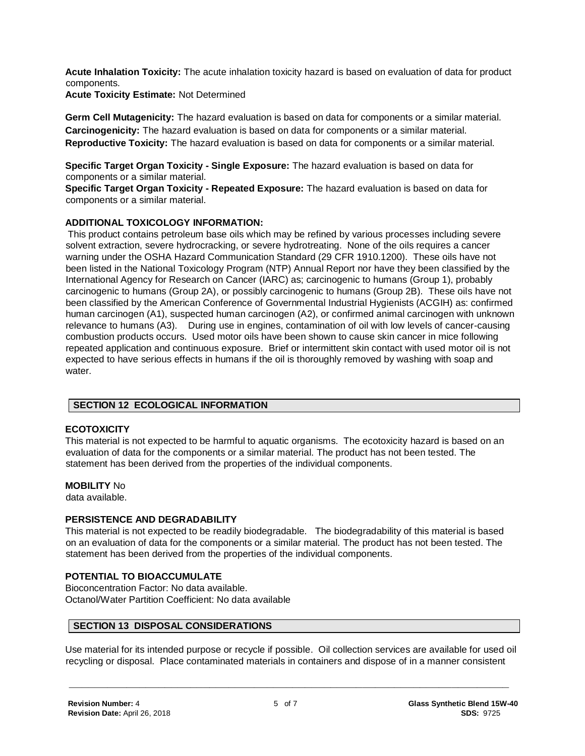**Acute Inhalation Toxicity:** The acute inhalation toxicity hazard is based on evaluation of data for product components.
**Acute Toxicity Estimate:** Not Determined

**Germ Cell Mutagenicity:** The hazard evaluation is based on data for components or a similar material.
**Carcinogenicity:** The hazard evaluation is based on data for components or a similar material.
**Reproductive Toxicity:** The hazard evaluation is based on data for components or a similar material.

**Specific Target Organ Toxicity - Single Exposure:** The hazard evaluation is based on data for components or a similar material.
**Specific Target Organ Toxicity - Repeated Exposure:** The hazard evaluation is based on data for components or a similar material.

**ADDITIONAL TOXICOLOGY INFORMATION:**
This product contains petroleum base oils which may be refined by various processes including severe solvent extraction, severe hydrocracking, or severe hydrotreating. None of the oils requires a cancer warning under the OSHA Hazard Communication Standard (29 CFR 1910.1200). These oils have not been listed in the National Toxicology Program (NTP) Annual Report nor have they been classified by the International Agency for Research on Cancer (IARC) as; carcinogenic to humans (Group 1), probably carcinogenic to humans (Group 2A), or possibly carcinogenic to humans (Group 2B). These oils have not been classified by the American Conference of Governmental Industrial Hygienists (ACGIH) as: confirmed human carcinogen (A1), suspected human carcinogen (A2), or confirmed animal carcinogen with unknown relevance to humans (A3). During use in engines, contamination of oil with low levels of cancer-causing combustion products occurs. Used motor oils have been shown to cause skin cancer in mice following repeated application and continuous exposure. Brief or intermittent skin contact with used motor oil is not expected to have serious effects in humans if the oil is thoroughly removed by washing with soap and water.

## SECTION 12 ECOLOGICAL INFORMATION

**ECOTOXICITY**
This material is not expected to be harmful to aquatic organisms. The ecotoxicity hazard is based on an evaluation of data for the components or a similar material. The product has not been tested. The statement has been derived from the properties of the individual components.

**MOBILITY** No data available.

**PERSISTENCE AND DEGRADABILITY**
This material is not expected to be readily biodegradable. The biodegradability of this material is based on an evaluation of data for the components or a similar material. The product has not been tested. The statement has been derived from the properties of the individual components.

**POTENTIAL TO BIOACCUMULATE**
Bioconcentration Factor: No data available.
Octanol/Water Partition Coefficient: No data available

## SECTION 13 DISPOSAL CONSIDERATIONS

Use material for its intended purpose or recycle if possible. Oil collection services are available for used oil recycling or disposal. Place contaminated materials in containers and dispose of in a manner consistent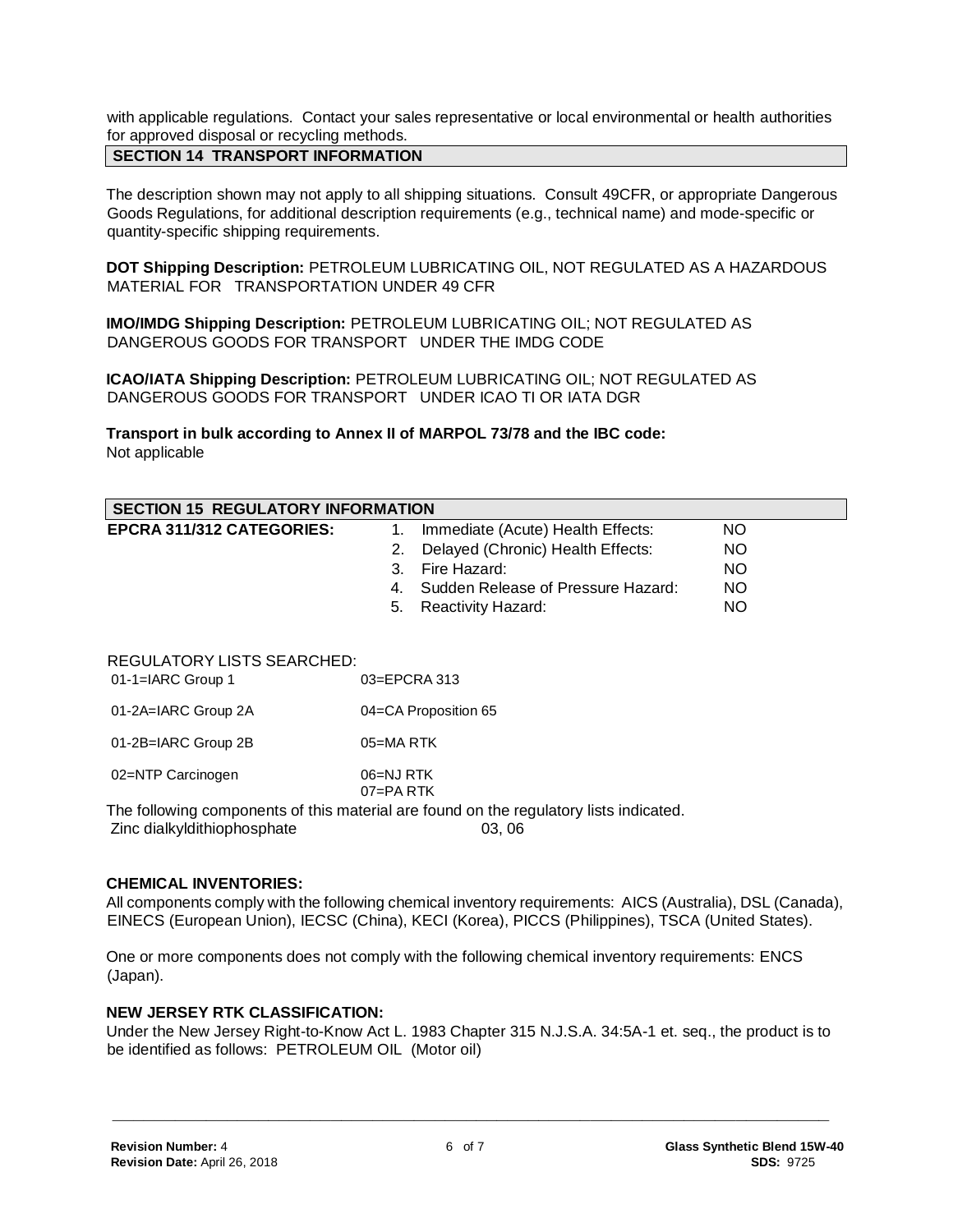with applicable regulations. Contact your sales representative or local environmental or health authorities for approved disposal or recycling methods.

## SECTION 14 TRANSPORT INFORMATION

The description shown may not apply to all shipping situations. Consult 49CFR, or appropriate Dangerous Goods Regulations, for additional description requirements (e.g., technical name) and mode-specific or quantity-specific shipping requirements.

**DOT Shipping Description:** PETROLEUM LUBRICATING OIL, NOT REGULATED AS A HAZARDOUS MATERIAL FOR TRANSPORTATION UNDER 49 CFR

**IMO/IMDG Shipping Description:** PETROLEUM LUBRICATING OIL; NOT REGULATED AS DANGEROUS GOODS FOR TRANSPORT UNDER THE IMDG CODE

**ICAO/IATA Shipping Description:** PETROLEUM LUBRICATING OIL; NOT REGULATED AS DANGEROUS GOODS FOR TRANSPORT UNDER ICAO TI OR IATA DGR

**Transport in bulk according to Annex II of MARPOL 73/78 and the IBC code:**
Not applicable

## SECTION 15 REGULATORY INFORMATION

**EPCRA 311/312 CATEGORIES:**

1. Immediate (Acute) Health Effects: NO
2. Delayed (Chronic) Health Effects: NO
3. Fire Hazard: NO
4. Sudden Release of Pressure Hazard: NO
5. Reactivity Hazard: NO

REGULATORY LISTS SEARCHED:

| | |
|---|---|
| 01-1=IARC Group 1 | 03=EPCRA 313 |
| 01-2A=IARC Group 2A | 04=CA Proposition 65 |
| 01-2B=IARC Group 2B | 05=MA RTK |
| 02=NTP Carcinogen | 06=NJ RTK |
| | 07=PA RTK |

The following components of this material are found on the regulatory lists indicated.

| | |
|---|---|
| Zinc dialkyldithiophosphate | 03, 06 |

**CHEMICAL INVENTORIES:**

All components comply with the following chemical inventory requirements: AICS (Australia), DSL (Canada), EINECS (European Union), IECSC (China), KECI (Korea), PICCS (Philippines), TSCA (United States).

One or more components does not comply with the following chemical inventory requirements: ENCS (Japan).

**NEW JERSEY RTK CLASSIFICATION:**

Under the New Jersey Right-to-Know Act L. 1983 Chapter 315 N.J.S.A. 34:5A-1 et. seq., the product is to be identified as follows: PETROLEUM OIL (Motor oil)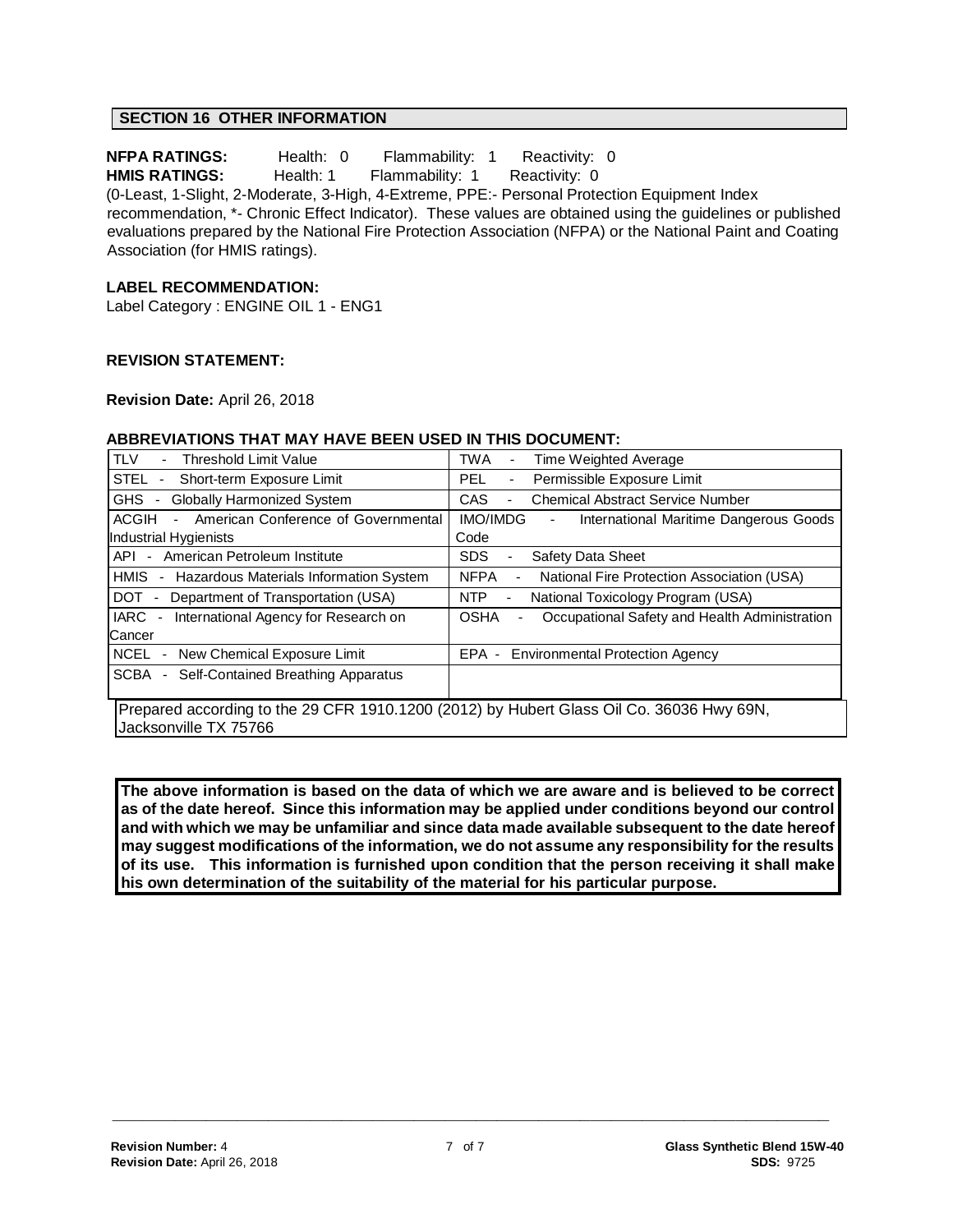## SECTION 16 OTHER INFORMATION

**NFPA RATINGS:** Health: 0 Flammability: 1 Reactivity: 0
**HMIS RATINGS:** Health: 1 Flammability: 1 Reactivity: 0

(0-Least, 1-Slight, 2-Moderate, 3-High, 4-Extreme, PPE:- Personal Protection Equipment Index recommendation, *- Chronic Effect Indicator). These values are obtained using the guidelines or published evaluations prepared by the National Fire Protection Association (NFPA) or the National Paint and Coating Association (for HMIS ratings).

**LABEL RECOMMENDATION:**
Label Category : ENGINE OIL 1 - ENG1

**REVISION STATEMENT:**

**Revision Date:** April 26, 2018

**ABBREVIATIONS THAT MAY HAVE BEEN USED IN THIS DOCUMENT:**

| | |
|---|---|
| TLV - Threshold Limit Value | TWA - Time Weighted Average |
| STEL - Short-term Exposure Limit | PEL - Permissible Exposure Limit |
| GHS - Globally Harmonized System | CAS - Chemical Abstract Service Number |
| ACGIH - American Conference of Governmental Industrial Hygienists | IMO/IMDG - International Maritime Dangerous Goods Code |
| API - American Petroleum Institute | SDS - Safety Data Sheet |
| HMIS - Hazardous Materials Information System | NFPA - National Fire Protection Association (USA) |
| DOT - Department of Transportation (USA) | NTP - National Toxicology Program (USA) |
| IARC - International Agency for Research on Cancer | OSHA - Occupational Safety and Health Administration |
| NCEL - New Chemical Exposure Limit | EPA - Environmental Protection Agency |
| SCBA - Self-Contained Breathing Apparatus | |

Prepared according to the 29 CFR 1910.1200 (2012) by Hubert Glass Oil Co. 36036 Hwy 69N, Jacksonville TX 75766

**The above information is based on the data of which we are aware and is believed to be correct as of the date hereof. Since this information may be applied under conditions beyond our control and with which we may be unfamiliar and since data made available subsequent to the date hereof may suggest modifications of the information, we do not assume any responsibility for the results of its use. This information is furnished upon condition that the person receiving it shall make his own determination of the suitability of the material for his particular purpose.**